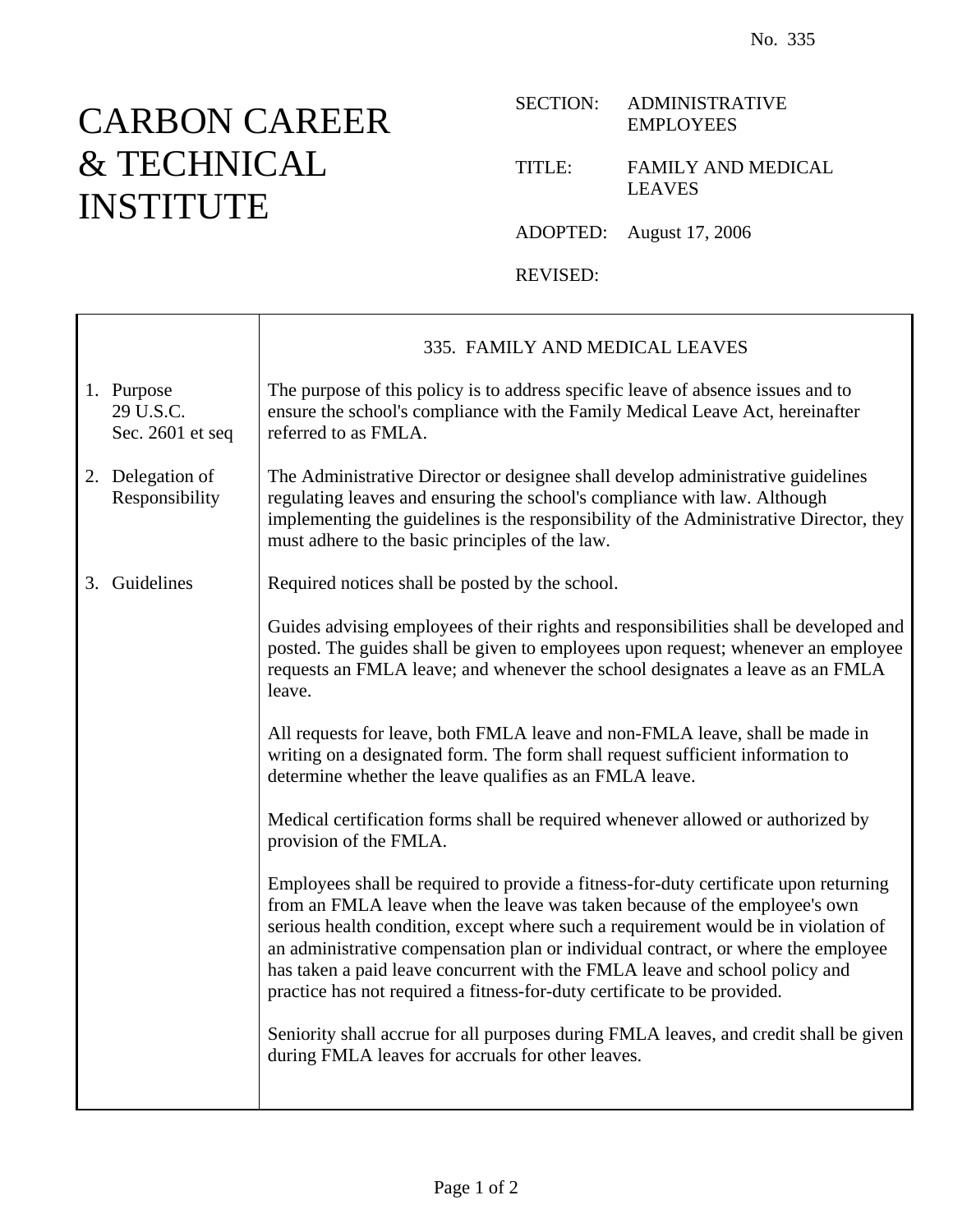No. 335

# CARBON CAREER & TECHNICAL INSTITUTE

SECTION: ADMINISTRATIVE EMPLOYEES

TITLE: FAMILY AND MEDICAL LEAVES

ADOPTED: August 17, 2006

REVISED:

## 335. FAMILY AND MEDICAL LEAVES

**1. Purpose**
29 U.S.C. Sec. 2601 et seq

The purpose of this policy is to address specific leave of absence issues and to ensure the school's compliance with the Family Medical Leave Act, hereinafter referred to as FMLA.

**2. Delegation of Responsibility**

The Administrative Director or designee shall develop administrative guidelines regulating leaves and ensuring the school's compliance with law. Although implementing the guidelines is the responsibility of the Administrative Director, they must adhere to the basic principles of the law.

**3. Guidelines**

Required notices shall be posted by the school.

Guides advising employees of their rights and responsibilities shall be developed and posted. The guides shall be given to employees upon request; whenever an employee requests an FMLA leave; and whenever the school designates a leave as an FMLA leave.

All requests for leave, both FMLA leave and non-FMLA leave, shall be made in writing on a designated form. The form shall request sufficient information to determine whether the leave qualifies as an FMLA leave.

Medical certification forms shall be required whenever allowed or authorized by provision of the FMLA.

Employees shall be required to provide a fitness-for-duty certificate upon returning from an FMLA leave when the leave was taken because of the employee's own serious health condition, except where such a requirement would be in violation of an administrative compensation plan or individual contract, or where the employee has taken a paid leave concurrent with the FMLA leave and school policy and practice has not required a fitness-for-duty certificate to be provided.

Seniority shall accrue for all purposes during FMLA leaves, and credit shall be given during FMLA leaves for accruals for other leaves.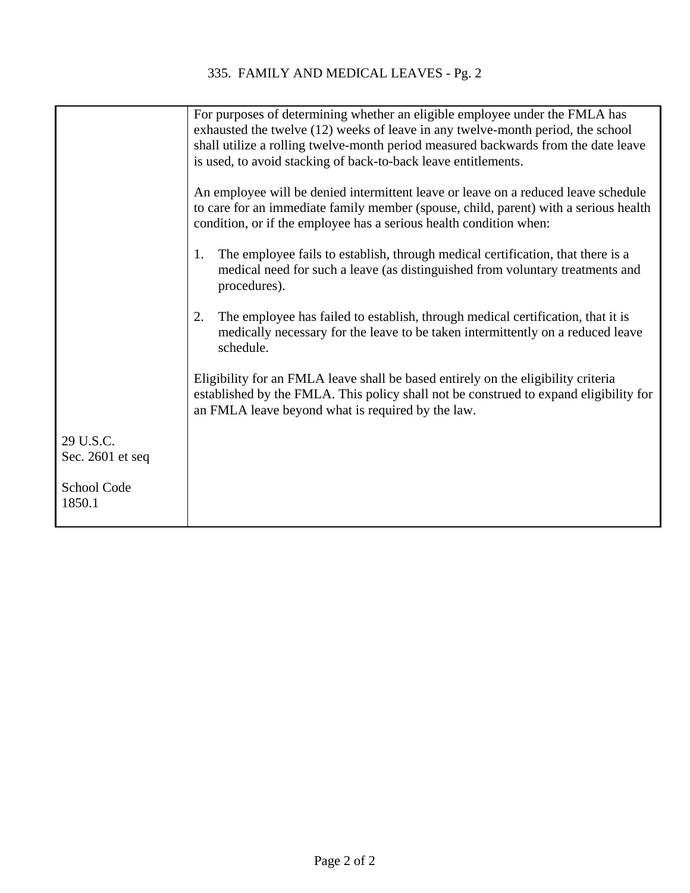# 335. FAMILY AND MEDICAL LEAVES - Pg. 2

For purposes of determining whether an eligible employee under the FMLA has exhausted the twelve (12) weeks of leave in any twelve-month period, the school shall utilize a rolling twelve-month period measured backwards from the date leave is used, to avoid stacking of back-to-back leave entitlements.

An employee will be denied intermittent leave or leave on a reduced leave schedule to care for an immediate family member (spouse, child, parent) with a serious health condition, or if the employee has a serious health condition when:

1. The employee fails to establish, through medical certification, that there is a medical need for such a leave (as distinguished from voluntary treatments and procedures).

2. The employee has failed to establish, through medical certification, that it is medically necessary for the leave to be taken intermittently on a reduced leave schedule.

Eligibility for an FMLA leave shall be based entirely on the eligibility criteria established by the FMLA. This policy shall not be construed to expand eligibility for an FMLA leave beyond what is required by the law.

29 U.S.C.
Sec. 2601 et seq

School Code
1850.1